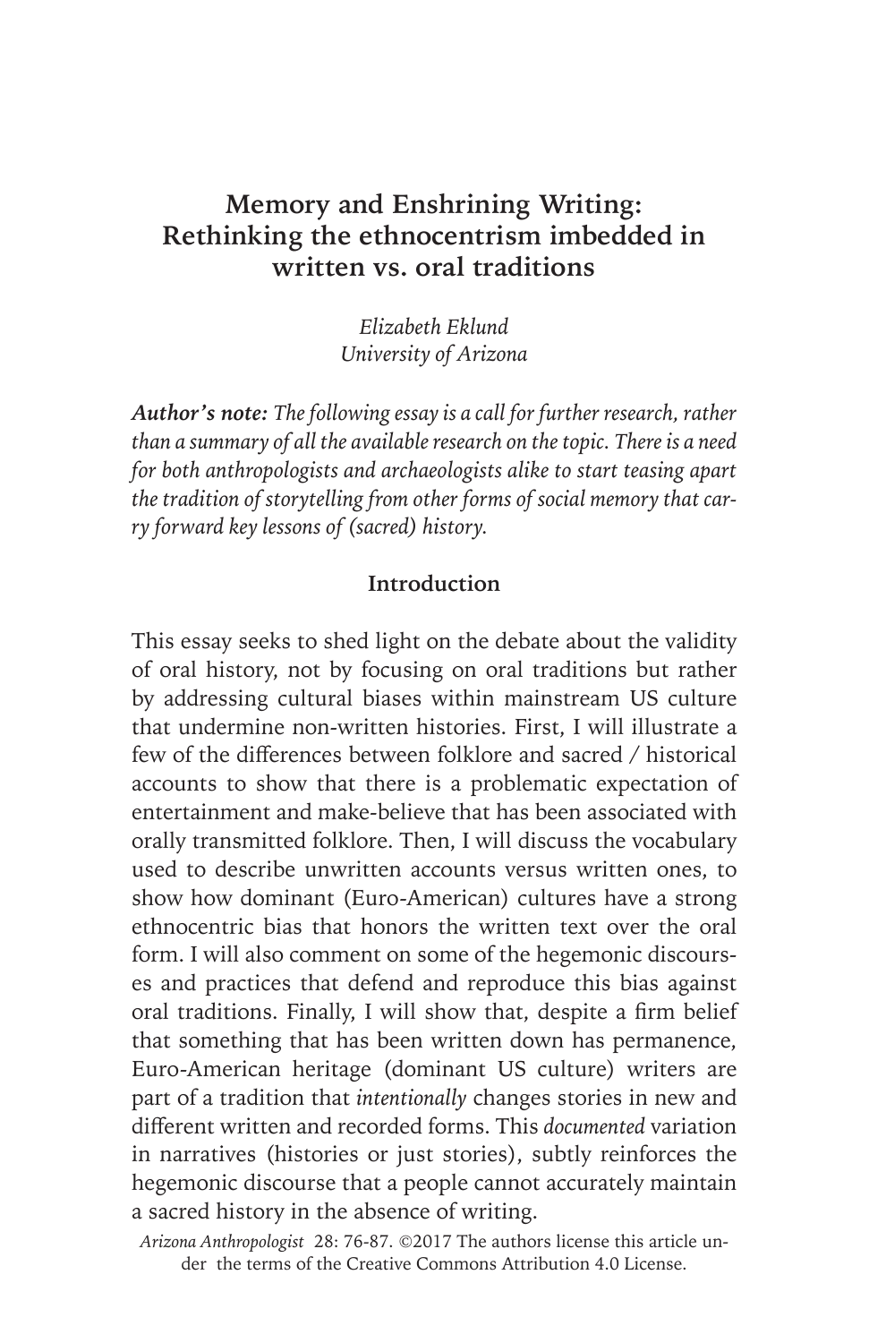# Memory and Enshrining Writing: Rethinking the ethnocentrism imbedded in written vs. oral traditions

*Elizabeth Eklund*
*University of Arizona*

***Author's note:*** *The following essay is a call for further research, rather than a summary of all the available research on the topic. There is a need for both anthropologists and archaeologists alike to start teasing apart the tradition of storytelling from other forms of social memory that carry forward key lessons of (sacred) history.*

## Introduction

This essay seeks to shed light on the debate about the validity of oral history, not by focusing on oral traditions but rather by addressing cultural biases within mainstream US culture that undermine non-written histories. First, I will illustrate a few of the differences between folklore and sacred / historical accounts to show that there is a problematic expectation of entertainment and make-believe that has been associated with orally transmitted folklore. Then, I will discuss the vocabulary used to describe unwritten accounts versus written ones, to show how dominant (Euro-American) cultures have a strong ethnocentric bias that honors the written text over the oral form. I will also comment on some of the hegemonic discourses and practices that defend and reproduce this bias against oral traditions. Finally, I will show that, despite a firm belief that something that has been written down has permanence, Euro-American heritage (dominant US culture) writers are part of a tradition that *intentionally* changes stories in new and different written and recorded forms. This *documented* variation in narratives (histories or just stories), subtly reinforces the hegemonic discourse that a people cannot accurately maintain a sacred history in the absence of writing.

*Arizona Anthropologist* 28: 76-87. ©2017 The authors license this article under the terms of the Creative Commons Attribution 4.0 License.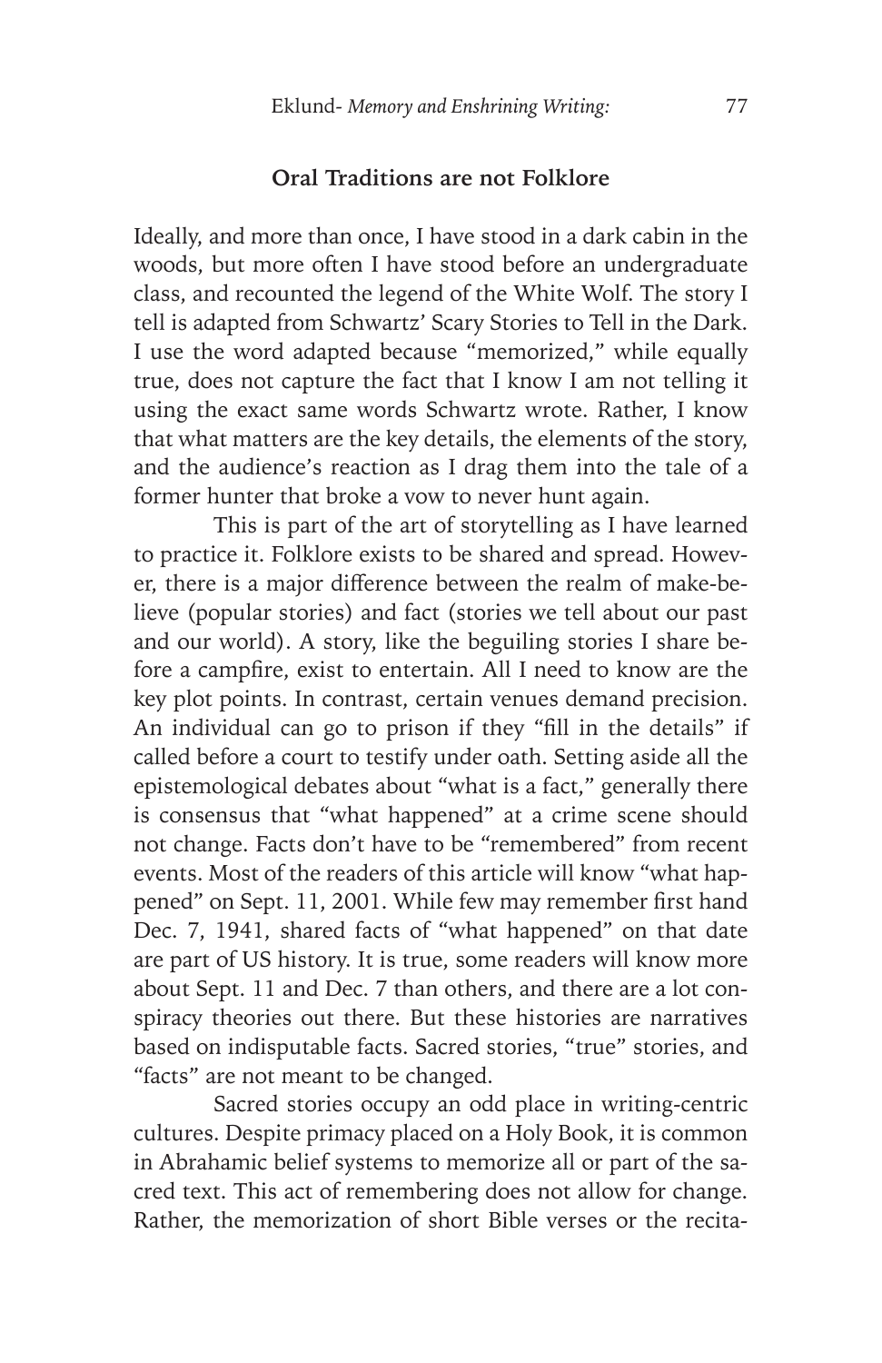### Oral Traditions are not Folklore

Ideally, and more than once, I have stood in a dark cabin in the woods, but more often I have stood before an undergraduate class, and recounted the legend of the White Wolf. The story I tell is adapted from Schwartz' Scary Stories to Tell in the Dark. I use the word adapted because "memorized," while equally true, does not capture the fact that I know I am not telling it using the exact same words Schwartz wrote. Rather, I know that what matters are the key details, the elements of the story, and the audience's reaction as I drag them into the tale of a former hunter that broke a vow to never hunt again.

This is part of the art of storytelling as I have learned to practice it. Folklore exists to be shared and spread. However, there is a major difference between the realm of make-believe (popular stories) and fact (stories we tell about our past and our world). A story, like the beguiling stories I share before a campfire, exist to entertain. All I need to know are the key plot points. In contrast, certain venues demand precision. An individual can go to prison if they "fill in the details" if called before a court to testify under oath. Setting aside all the epistemological debates about "what is a fact," generally there is consensus that "what happened" at a crime scene should not change. Facts don't have to be "remembered" from recent events. Most of the readers of this article will know "what happened" on Sept. 11, 2001. While few may remember first hand Dec. 7, 1941, shared facts of "what happened" on that date are part of US history. It is true, some readers will know more about Sept. 11 and Dec. 7 than others, and there are a lot conspiracy theories out there. But these histories are narratives based on indisputable facts. Sacred stories, "true" stories, and "facts" are not meant to be changed.

Sacred stories occupy an odd place in writing-centric cultures. Despite primacy placed on a Holy Book, it is common in Abrahamic belief systems to memorize all or part of the sacred text. This act of remembering does not allow for change. Rather, the memorization of short Bible verses or the recita-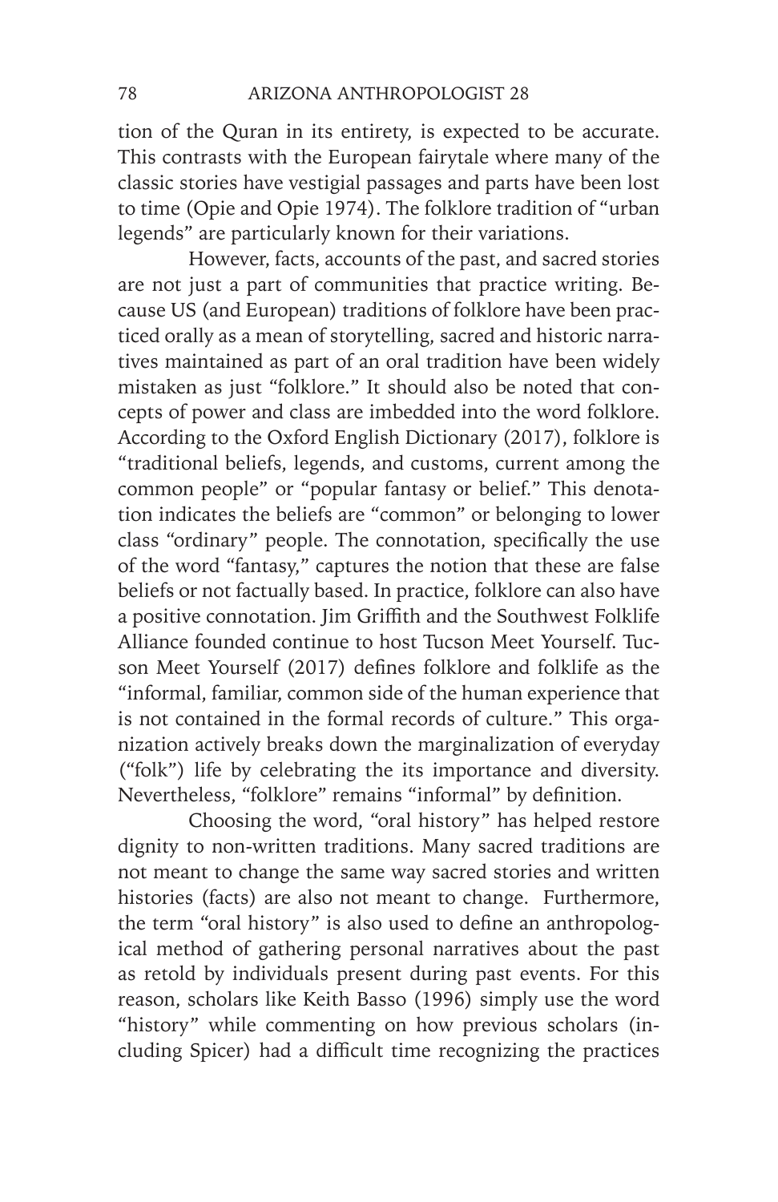tion of the Quran in its entirety, is expected to be accurate. This contrasts with the European fairytale where many of the classic stories have vestigial passages and parts have been lost to time (Opie and Opie 1974). The folklore tradition of "urban legends" are particularly known for their variations.

However, facts, accounts of the past, and sacred stories are not just a part of communities that practice writing. Because US (and European) traditions of folklore have been practiced orally as a mean of storytelling, sacred and historic narratives maintained as part of an oral tradition have been widely mistaken as just "folklore." It should also be noted that concepts of power and class are imbedded into the word folklore. According to the Oxford English Dictionary (2017), folklore is "traditional beliefs, legends, and customs, current among the common people" or "popular fantasy or belief." This denotation indicates the beliefs are "common" or belonging to lower class "ordinary" people. The connotation, specifically the use of the word "fantasy," captures the notion that these are false beliefs or not factually based. In practice, folklore can also have a positive connotation. Jim Griffith and the Southwest Folklife Alliance founded continue to host Tucson Meet Yourself. Tucson Meet Yourself (2017) defines folklore and folklife as the "informal, familiar, common side of the human experience that is not contained in the formal records of culture." This organization actively breaks down the marginalization of everyday ("folk") life by celebrating the its importance and diversity. Nevertheless, "folklore" remains "informal" by definition.

Choosing the word, "oral history" has helped restore dignity to non-written traditions. Many sacred traditions are not meant to change the same way sacred stories and written histories (facts) are also not meant to change. Furthermore, the term "oral history" is also used to define an anthropological method of gathering personal narratives about the past as retold by individuals present during past events. For this reason, scholars like Keith Basso (1996) simply use the word "history" while commenting on how previous scholars (including Spicer) had a difficult time recognizing the practices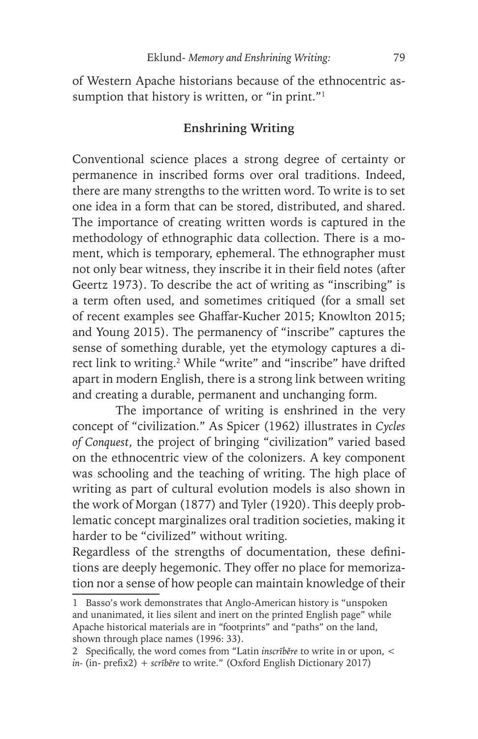of Western Apache historians because of the ethnocentric assumption that history is written, or "in print."[1]

## Enshrining Writing

Conventional science places a strong degree of certainty or permanence in inscribed forms over oral traditions. Indeed, there are many strengths to the written word. To write is to set one idea in a form that can be stored, distributed, and shared. The importance of creating written words is captured in the methodology of ethnographic data collection. There is a moment, which is temporary, ephemeral. The ethnographer must not only bear witness, they inscribe it in their field notes (after Geertz 1973). To describe the act of writing as "inscribing" is a term often used, and sometimes critiqued (for a small set of recent examples see Ghaffar-Kucher 2015; Knowlton 2015; and Young 2015). The permanency of "inscribe" captures the sense of something durable, yet the etymology captures a direct link to writing.[2] While "write" and "inscribe" have drifted apart in modern English, there is a strong link between writing and creating a durable, permanent and unchanging form.

The importance of writing is enshrined in the very concept of "civilization." As Spicer (1962) illustrates in *Cycles of Conquest*, the project of bringing "civilization" varied based on the ethnocentric view of the colonizers. A key component was schooling and the teaching of writing. The high place of writing as part of cultural evolution models is also shown in the work of Morgan (1877) and Tyler (1920). This deeply problematic concept marginalizes oral tradition societies, making it harder to be "civilized" without writing.

Regardless of the strengths of documentation, these definitions are deeply hegemonic. They offer no place for memorization nor a sense of how people can maintain knowledge of their

---

1 Basso's work demonstrates that Anglo-American history is "unspoken and unanimated, it lies silent and inert on the printed English page" while Apache historical materials are in "footprints" and "paths" on the land, shown through place names (1996: 33).

2 Specifically, the word comes from "Latin *inscrībĕre* to write in or upon, < *in-* (in- prefix2) + *scrībĕre* to write." (Oxford English Dictionary 2017)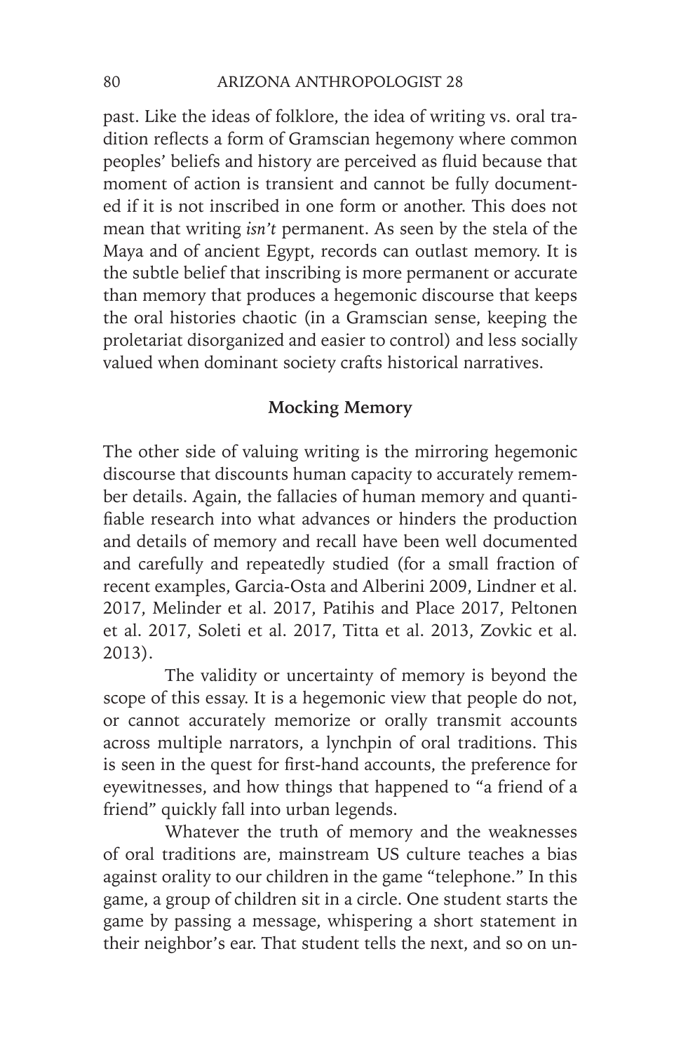past. Like the ideas of folklore, the idea of writing vs. oral tradition reflects a form of Gramscian hegemony where common peoples' beliefs and history are perceived as fluid because that moment of action is transient and cannot be fully documented if it is not inscribed in one form or another. This does not mean that writing *isn't* permanent. As seen by the stela of the Maya and of ancient Egypt, records can outlast memory. It is the subtle belief that inscribing is more permanent or accurate than memory that produces a hegemonic discourse that keeps the oral histories chaotic (in a Gramscian sense, keeping the proletariat disorganized and easier to control) and less socially valued when dominant society crafts historical narratives.

### Mocking Memory

The other side of valuing writing is the mirroring hegemonic discourse that discounts human capacity to accurately remember details. Again, the fallacies of human memory and quantifiable research into what advances or hinders the production and details of memory and recall have been well documented and carefully and repeatedly studied (for a small fraction of recent examples, Garcia-Osta and Alberini 2009, Lindner et al. 2017, Melinder et al. 2017, Patihis and Place 2017, Peltonen et al. 2017, Soleti et al. 2017, Titta et al. 2013, Zovkic et al. 2013).

The validity or uncertainty of memory is beyond the scope of this essay. It is a hegemonic view that people do not, or cannot accurately memorize or orally transmit accounts across multiple narrators, a lynchpin of oral traditions. This is seen in the quest for first-hand accounts, the preference for eyewitnesses, and how things that happened to "a friend of a friend" quickly fall into urban legends.

Whatever the truth of memory and the weaknesses of oral traditions are, mainstream US culture teaches a bias against orality to our children in the game "telephone." In this game, a group of children sit in a circle. One student starts the game by passing a message, whispering a short statement in their neighbor's ear. That student tells the next, and so on un-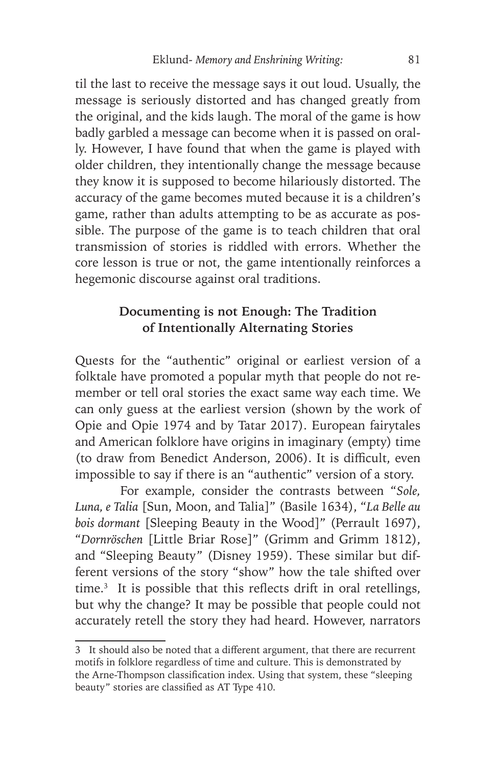til the last to receive the message says it out loud. Usually, the message is seriously distorted and has changed greatly from the original, and the kids laugh. The moral of the game is how badly garbled a message can become when it is passed on orally. However, I have found that when the game is played with older children, they intentionally change the message because they know it is supposed to become hilariously distorted. The accuracy of the game becomes muted because it is a children's game, rather than adults attempting to be as accurate as possible. The purpose of the game is to teach children that oral transmission of stories is riddled with errors. Whether the core lesson is true or not, the game intentionally reinforces a hegemonic discourse against oral traditions.

## Documenting is not Enough: The Tradition of Intentionally Alternating Stories

Quests for the "authentic" original or earliest version of a folktale have promoted a popular myth that people do not remember or tell oral stories the exact same way each time. We can only guess at the earliest version (shown by the work of Opie and Opie 1974 and by Tatar 2017). European fairytales and American folklore have origins in imaginary (empty) time (to draw from Benedict Anderson, 2006). It is difficult, even impossible to say if there is an "authentic" version of a story.

For example, consider the contrasts between "*Sole, Luna, e Talia* [Sun, Moon, and Talia]" (Basile 1634), "*La Belle au bois dormant* [Sleeping Beauty in the Wood]" (Perrault 1697), "*Dornröschen* [Little Briar Rose]" (Grimm and Grimm 1812), and "Sleeping Beauty" (Disney 1959). These similar but different versions of the story "show" how the tale shifted over time.[3] It is possible that this reflects drift in oral retellings, but why the change? It may be possible that people could not accurately retell the story they had heard. However, narrators

---

[3] It should also be noted that a different argument, that there are recurrent motifs in folklore regardless of time and culture. This is demonstrated by the Arne-Thompson classification index. Using that system, these "sleeping beauty" stories are classified as AT Type 410.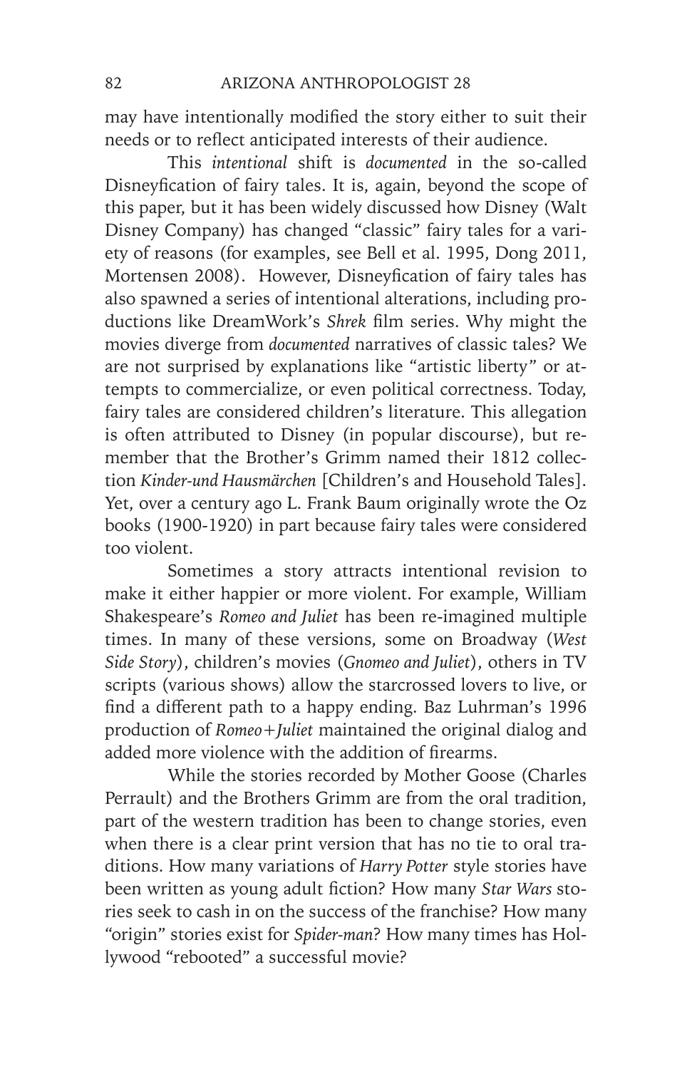may have intentionally modified the story either to suit their needs or to reflect anticipated interests of their audience.

This *intentional* shift is *documented* in the so-called Disneyfication of fairy tales. It is, again, beyond the scope of this paper, but it has been widely discussed how Disney (Walt Disney Company) has changed "classic" fairy tales for a variety of reasons (for examples, see Bell et al. 1995, Dong 2011, Mortensen 2008). However, Disneyfication of fairy tales has also spawned a series of intentional alterations, including productions like DreamWork's *Shrek* film series. Why might the movies diverge from *documented* narratives of classic tales? We are not surprised by explanations like "artistic liberty" or attempts to commercialize, or even political correctness. Today, fairy tales are considered children's literature. This allegation is often attributed to Disney (in popular discourse), but remember that the Brother's Grimm named their 1812 collection *Kinder-und Hausmärchen* [Children's and Household Tales]. Yet, over a century ago L. Frank Baum originally wrote the Oz books (1900-1920) in part because fairy tales were considered too violent.

Sometimes a story attracts intentional revision to make it either happier or more violent. For example, William Shakespeare's *Romeo and Juliet* has been re-imagined multiple times. In many of these versions, some on Broadway (*West Side Story*), children's movies (*Gnomeo and Juliet*), others in TV scripts (various shows) allow the starcrossed lovers to live, or find a different path to a happy ending. Baz Luhrman's 1996 production of *Romeo+Juliet* maintained the original dialog and added more violence with the addition of firearms.

While the stories recorded by Mother Goose (Charles Perrault) and the Brothers Grimm are from the oral tradition, part of the western tradition has been to change stories, even when there is a clear print version that has no tie to oral traditions. How many variations of *Harry Potter* style stories have been written as young adult fiction? How many *Star Wars* stories seek to cash in on the success of the franchise? How many "origin" stories exist for *Spider-man*? How many times has Hollywood "rebooted" a successful movie?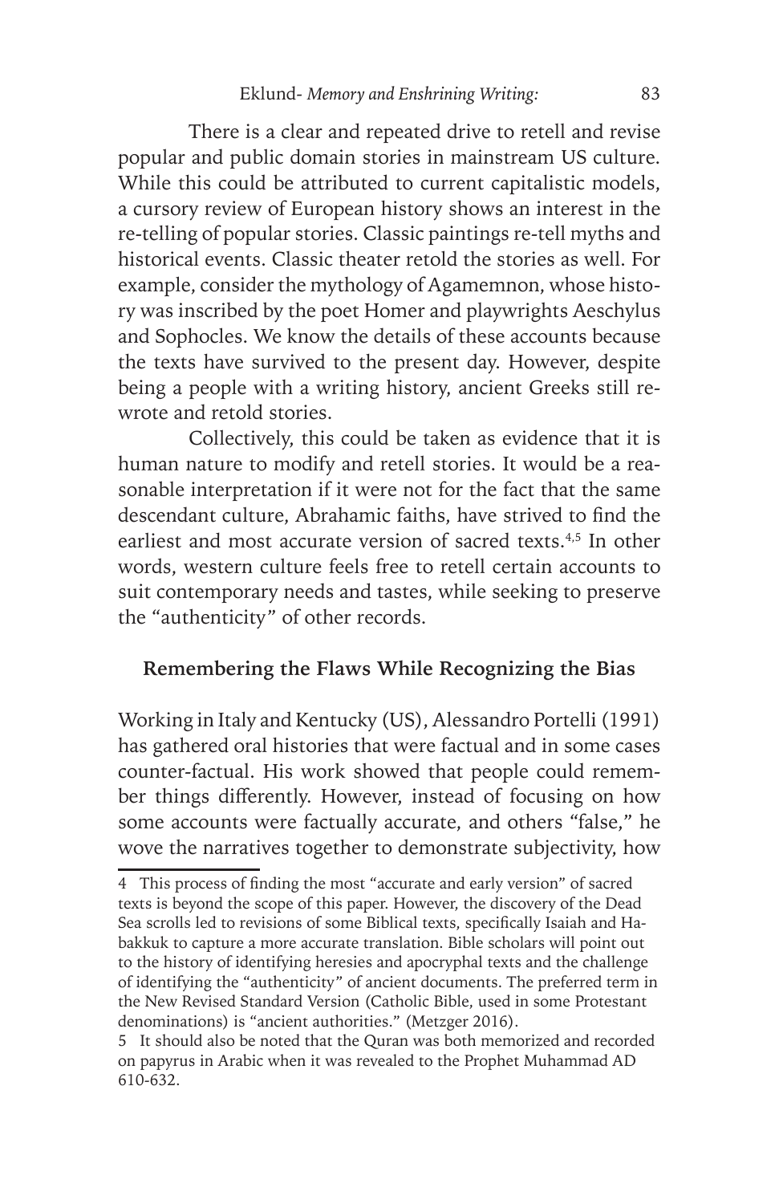There is a clear and repeated drive to retell and revise popular and public domain stories in mainstream US culture. While this could be attributed to current capitalistic models, a cursory review of European history shows an interest in the re-telling of popular stories. Classic paintings re-tell myths and historical events. Classic theater retold the stories as well. For example, consider the mythology of Agamemnon, whose history was inscribed by the poet Homer and playwrights Aeschylus and Sophocles. We know the details of these accounts because the texts have survived to the present day. However, despite being a people with a writing history, ancient Greeks still re-wrote and retold stories.

Collectively, this could be taken as evidence that it is human nature to modify and retell stories. It would be a reasonable interpretation if it were not for the fact that the same descendant culture, Abrahamic faiths, have strived to find the earliest and most accurate version of sacred texts.[4,5] In other words, western culture feels free to retell certain accounts to suit contemporary needs and tastes, while seeking to preserve the "authenticity" of other records.

## Remembering the Flaws While Recognizing the Bias

Working in Italy and Kentucky (US), Alessandro Portelli (1991) has gathered oral histories that were factual and in some cases counter-factual. His work showed that people could remember things differently. However, instead of focusing on how some accounts were factually accurate, and others "false," he wove the narratives together to demonstrate subjectivity, how

---

4 This process of finding the most "accurate and early version" of sacred texts is beyond the scope of this paper. However, the discovery of the Dead Sea scrolls led to revisions of some Biblical texts, specifically Isaiah and Habakkuk to capture a more accurate translation. Bible scholars will point out to the history of identifying heresies and apocryphal texts and the challenge of identifying the "authenticity" of ancient documents. The preferred term in the New Revised Standard Version (Catholic Bible, used in some Protestant denominations) is "ancient authorities." (Metzger 2016).

5 It should also be noted that the Quran was both memorized and recorded on papyrus in Arabic when it was revealed to the Prophet Muhammad AD 610-632.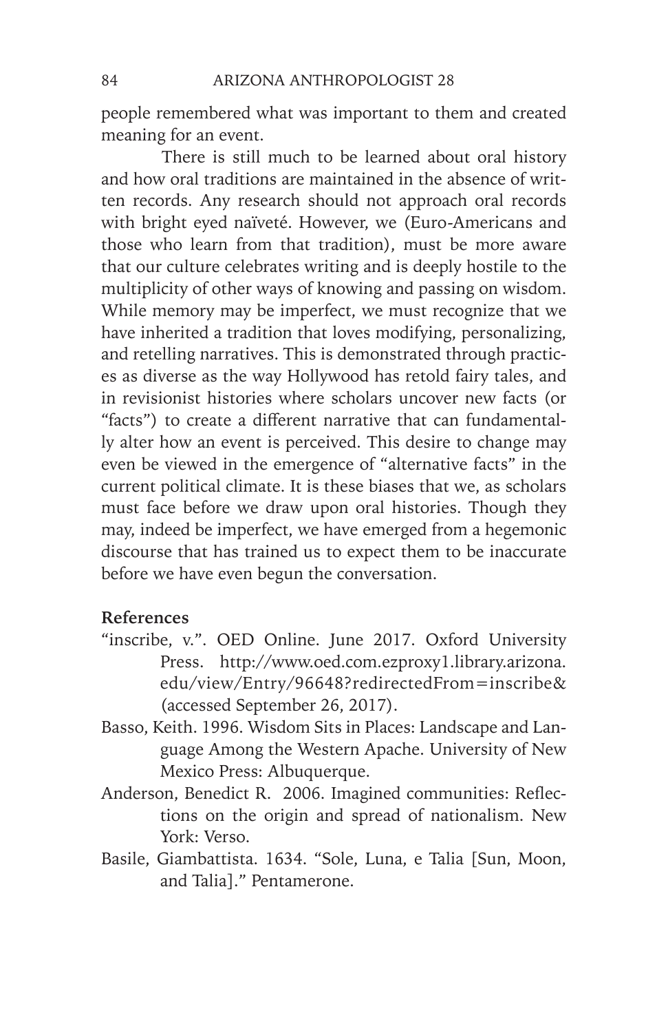people remembered what was important to them and created meaning for an event.

There is still much to be learned about oral history and how oral traditions are maintained in the absence of written records. Any research should not approach oral records with bright eyed naïveté. However, we (Euro-Americans and those who learn from that tradition), must be more aware that our culture celebrates writing and is deeply hostile to the multiplicity of other ways of knowing and passing on wisdom. While memory may be imperfect, we must recognize that we have inherited a tradition that loves modifying, personalizing, and retelling narratives. This is demonstrated through practices as diverse as the way Hollywood has retold fairy tales, and in revisionist histories where scholars uncover new facts (or "facts") to create a different narrative that can fundamentally alter how an event is perceived. This desire to change may even be viewed in the emergence of "alternative facts" in the current political climate. It is these biases that we, as scholars must face before we draw upon oral histories. Though they may, indeed be imperfect, we have emerged from a hegemonic discourse that has trained us to expect them to be inaccurate before we have even begun the conversation.

## References

"inscribe, v.". OED Online. June 2017. Oxford University Press. http://www.oed.com.ezproxy1.library.arizona.edu/view/Entry/96648?redirectedFrom=inscribe& (accessed September 26, 2017).

Basso, Keith. 1996. Wisdom Sits in Places: Landscape and Language Among the Western Apache. University of New Mexico Press: Albuquerque.

Anderson, Benedict R. 2006. Imagined communities: Reflections on the origin and spread of nationalism. New York: Verso.

Basile, Giambattista. 1634. "Sole, Luna, e Talia [Sun, Moon, and Talia]." Pentamerone.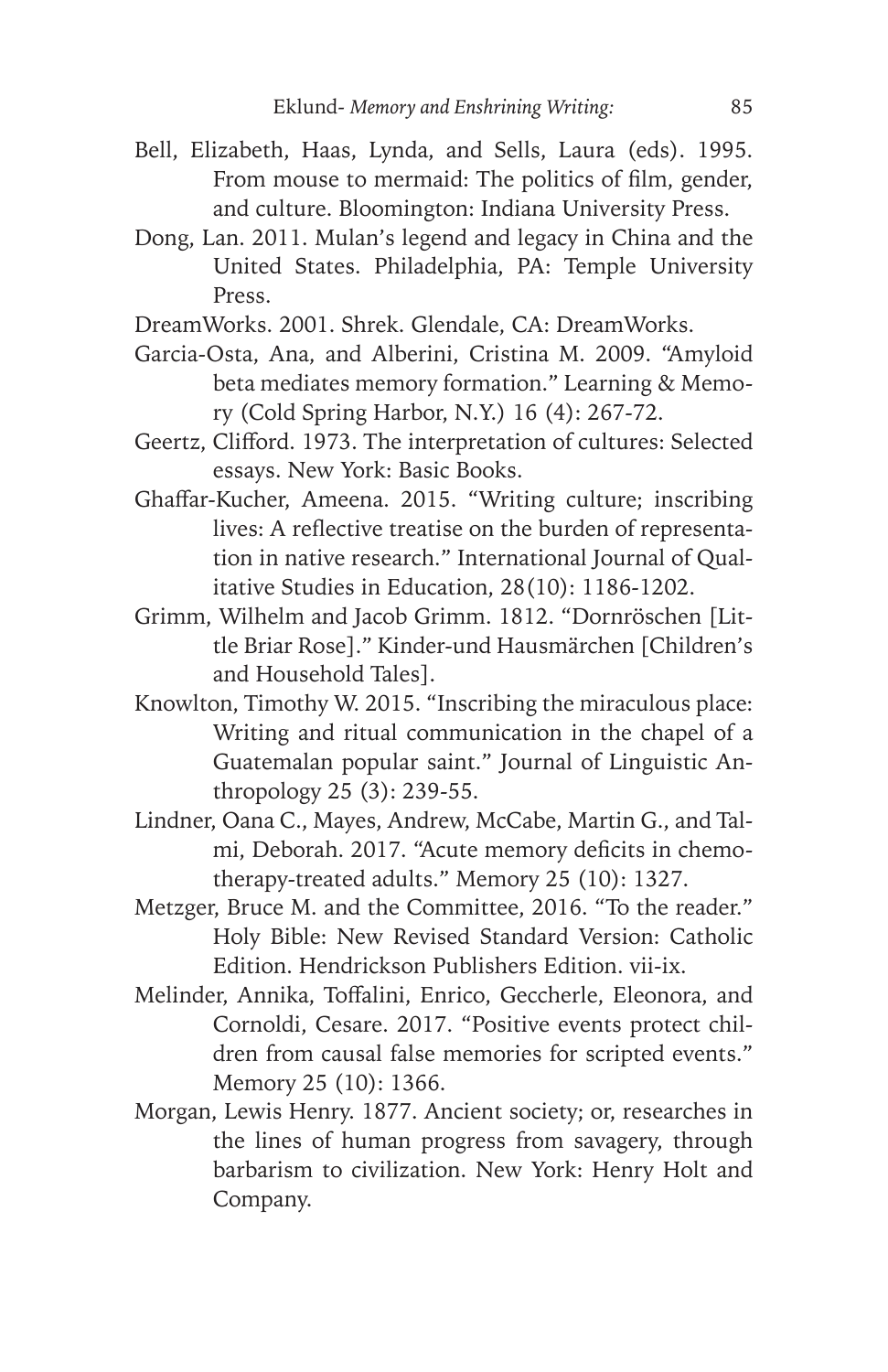Bell, Elizabeth, Haas, Lynda, and Sells, Laura (eds). 1995. From mouse to mermaid: The politics of film, gender, and culture. Bloomington: Indiana University Press.

Dong, Lan. 2011. Mulan's legend and legacy in China and the United States. Philadelphia, PA: Temple University Press.

DreamWorks. 2001. Shrek. Glendale, CA: DreamWorks.

Garcia-Osta, Ana, and Alberini, Cristina M. 2009. "Amyloid beta mediates memory formation." Learning & Memory (Cold Spring Harbor, N.Y.) 16 (4): 267-72.

Geertz, Clifford. 1973. The interpretation of cultures: Selected essays. New York: Basic Books.

Ghaffar-Kucher, Ameena. 2015. "Writing culture; inscribing lives: A reflective treatise on the burden of representation in native research." International Journal of Qualitative Studies in Education, 28(10): 1186-1202.

Grimm, Wilhelm and Jacob Grimm. 1812. "Dornröschen [Little Briar Rose]." Kinder-und Hausmärchen [Children's and Household Tales].

Knowlton, Timothy W. 2015. "Inscribing the miraculous place: Writing and ritual communication in the chapel of a Guatemalan popular saint." Journal of Linguistic Anthropology 25 (3): 239-55.

Lindner, Oana C., Mayes, Andrew, McCabe, Martin G., and Talmi, Deborah. 2017. "Acute memory deficits in chemotherapy-treated adults." Memory 25 (10): 1327.

Metzger, Bruce M. and the Committee, 2016. "To the reader." Holy Bible: New Revised Standard Version: Catholic Edition. Hendrickson Publishers Edition. vii-ix.

Melinder, Annika, Toffalini, Enrico, Geccherle, Eleonora, and Cornoldi, Cesare. 2017. "Positive events protect children from causal false memories for scripted events." Memory 25 (10): 1366.

Morgan, Lewis Henry. 1877. Ancient society; or, researches in the lines of human progress from savagery, through barbarism to civilization. New York: Henry Holt and Company.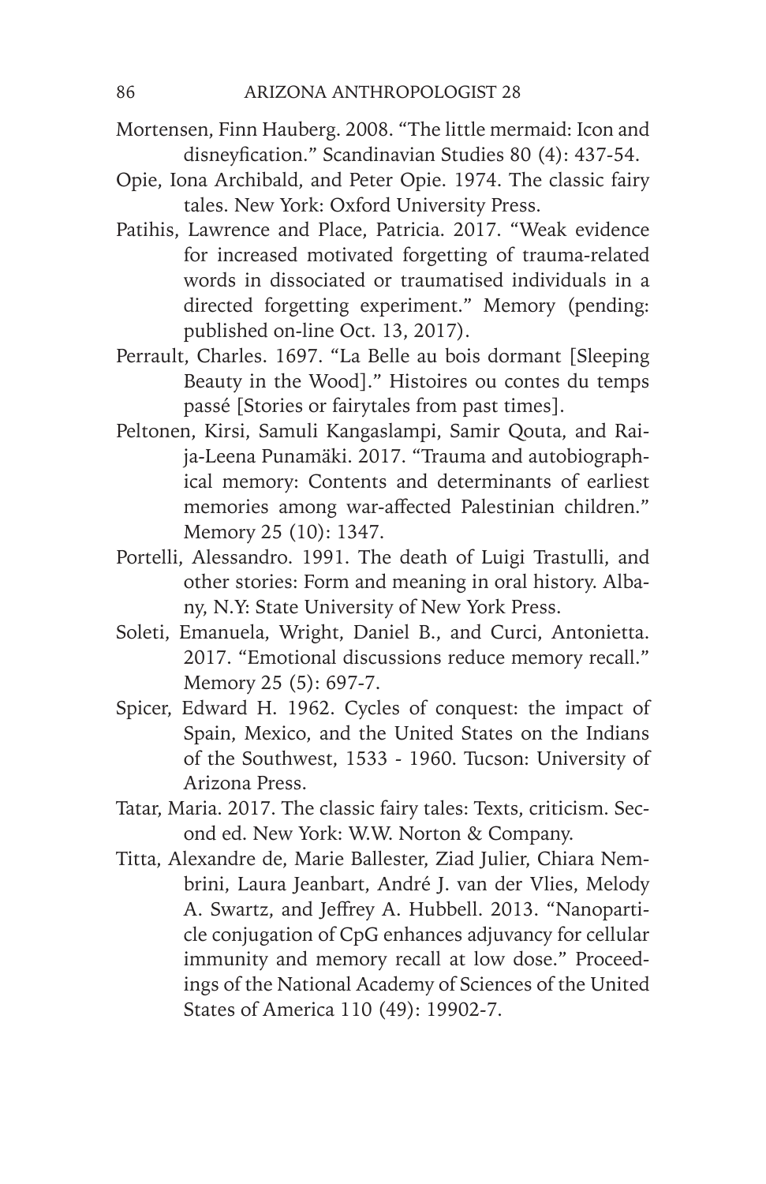Mortensen, Finn Hauberg. 2008. “The little mermaid: Icon and disneyfication.” Scandinavian Studies 80 (4): 437-54.

Opie, Iona Archibald, and Peter Opie. 1974. The classic fairy tales. New York: Oxford University Press.

Patihis, Lawrence and Place, Patricia. 2017. “Weak evidence for increased motivated forgetting of trauma-related words in dissociated or traumatised individuals in a directed forgetting experiment.” Memory (pending: published on-line Oct. 13, 2017).

Perrault, Charles. 1697. “La Belle au bois dormant [Sleeping Beauty in the Wood].” Histoires ou contes du temps passé [Stories or fairytales from past times].

Peltonen, Kirsi, Samuli Kangaslampi, Samir Qouta, and Raija-Leena Punamäki. 2017. “Trauma and autobiographical memory: Contents and determinants of earliest memories among war-affected Palestinian children.” Memory 25 (10): 1347.

Portelli, Alessandro. 1991. The death of Luigi Trastulli, and other stories: Form and meaning in oral history. Albany, N.Y: State University of New York Press.

Soleti, Emanuela, Wright, Daniel B., and Curci, Antonietta. 2017. “Emotional discussions reduce memory recall.” Memory 25 (5): 697-7.

Spicer, Edward H. 1962. Cycles of conquest: the impact of Spain, Mexico, and the United States on the Indians of the Southwest, 1533 - 1960. Tucson: University of Arizona Press.

Tatar, Maria. 2017. The classic fairy tales: Texts, criticism. Second ed. New York: W.W. Norton & Company.

Titta, Alexandre de, Marie Ballester, Ziad Julier, Chiara Nembrini, Laura Jeanbart, André J. van der Vlies, Melody A. Swartz, and Jeffrey A. Hubbell. 2013. “Nanoparticle conjugation of CpG enhances adjuvancy for cellular immunity and memory recall at low dose.” Proceedings of the National Academy of Sciences of the United States of America 110 (49): 19902-7.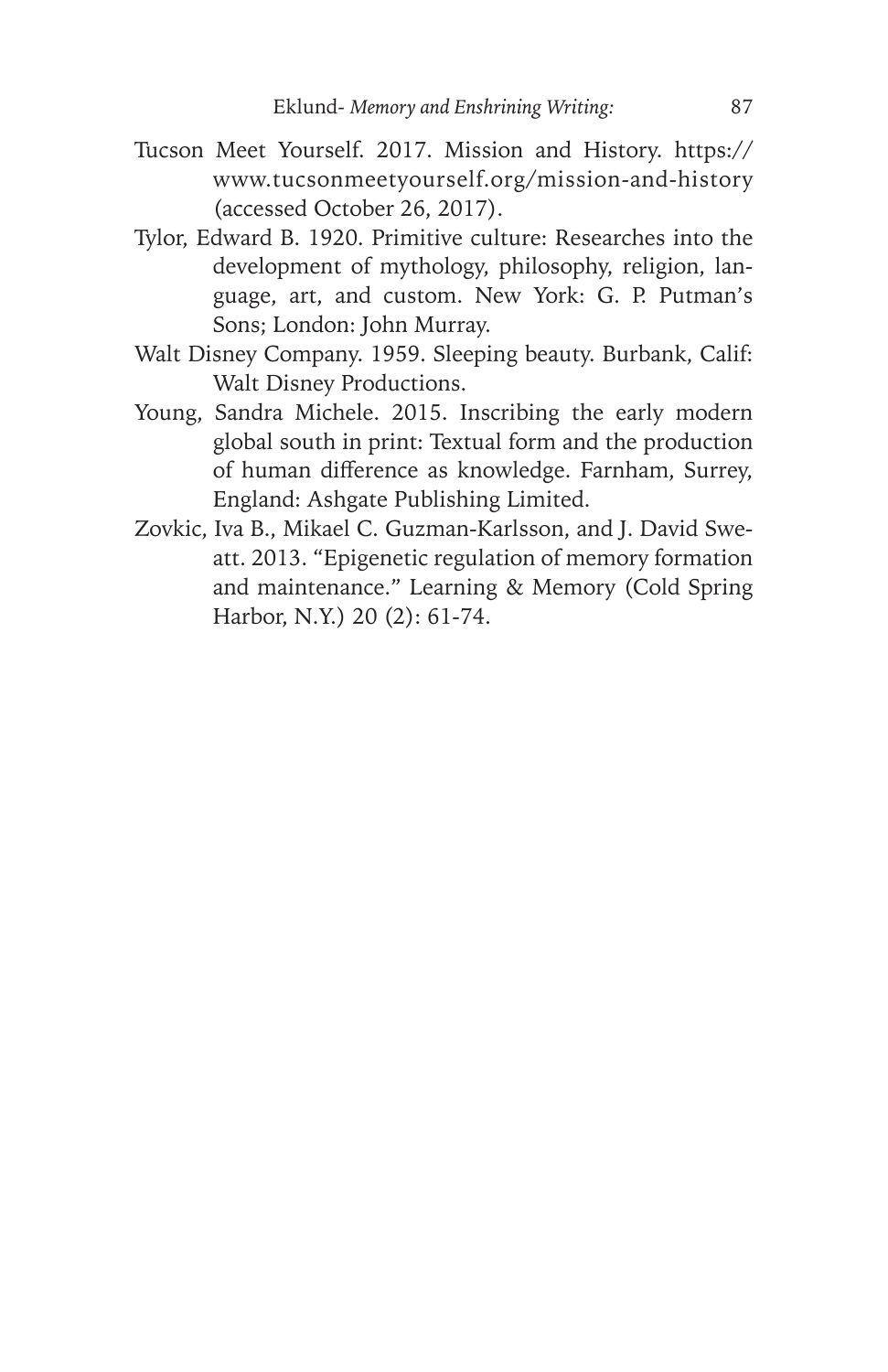Tucson Meet Yourself. 2017. Mission and History. https://www.tucsonmeetyourself.org/mission-and-history (accessed October 26, 2017).

Tylor, Edward B. 1920. Primitive culture: Researches into the development of mythology, philosophy, religion, language, art, and custom. New York: G. P. Putman's Sons; London: John Murray.

Walt Disney Company. 1959. Sleeping beauty. Burbank, Calif: Walt Disney Productions.

Young, Sandra Michele. 2015. Inscribing the early modern global south in print: Textual form and the production of human difference as knowledge. Farnham, Surrey, England: Ashgate Publishing Limited.

Zovkic, Iva B., Mikael C. Guzman-Karlsson, and J. David Sweatt. 2013. "Epigenetic regulation of memory formation and maintenance." Learning & Memory (Cold Spring Harbor, N.Y.) 20 (2): 61-74.